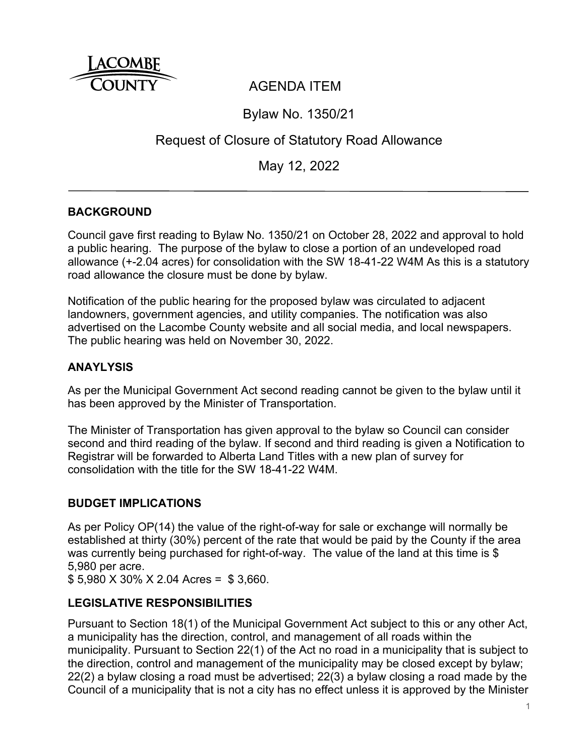# AGENDA ITEM

## Bylaw No. 1350/21

## Request of Closure of Statutory Road Allowance

## May 12, 2022

---

### BACKGROUND

Council gave first reading to Bylaw No. 1350/21 on October 28, 2022 and approval to hold a public hearing. The purpose of the bylaw to close a portion of an undeveloped road allowance (+-2.04 acres) for consolidation with the SW 18-41-22 W4M As this is a statutory road allowance the closure must be done by bylaw.

Notification of the public hearing for the proposed bylaw was circulated to adjacent landowners, government agencies, and utility companies. The notification was also advertised on the Lacombe County website and all social media, and local newspapers. The public hearing was held on November 30, 2022.

### ANAYLYSIS

As per the Municipal Government Act second reading cannot be given to the bylaw until it has been approved by the Minister of Transportation.

The Minister of Transportation has given approval to the bylaw so Council can consider second and third reading of the bylaw. If second and third reading is given a Notification to Registrar will be forwarded to Alberta Land Titles with a new plan of survey for consolidation with the title for the SW 18-41-22 W4M.

### BUDGET IMPLICATIONS

As per Policy OP(14) the value of the right-of-way for sale or exchange will normally be established at thirty (30%) percent of the rate that would be paid by the County if the area was currently being purchased for right-of-way. The value of the land at this time is $ 5,980 per acre.

$ 5,980 X 30% X 2.04 Acres = $ 3,660.

### LEGISLATIVE RESPONSIBILITIES

Pursuant to Section 18(1) of the Municipal Government Act subject to this or any other Act, a municipality has the direction, control, and management of all roads within the municipality. Pursuant to Section 22(1) of the Act no road in a municipality that is subject to the direction, control and management of the municipality may be closed except by bylaw; 22(2) a bylaw closing a road must be advertised; 22(3) a bylaw closing a road made by the Council of a municipality that is not a city has no effect unless it is approved by the Minister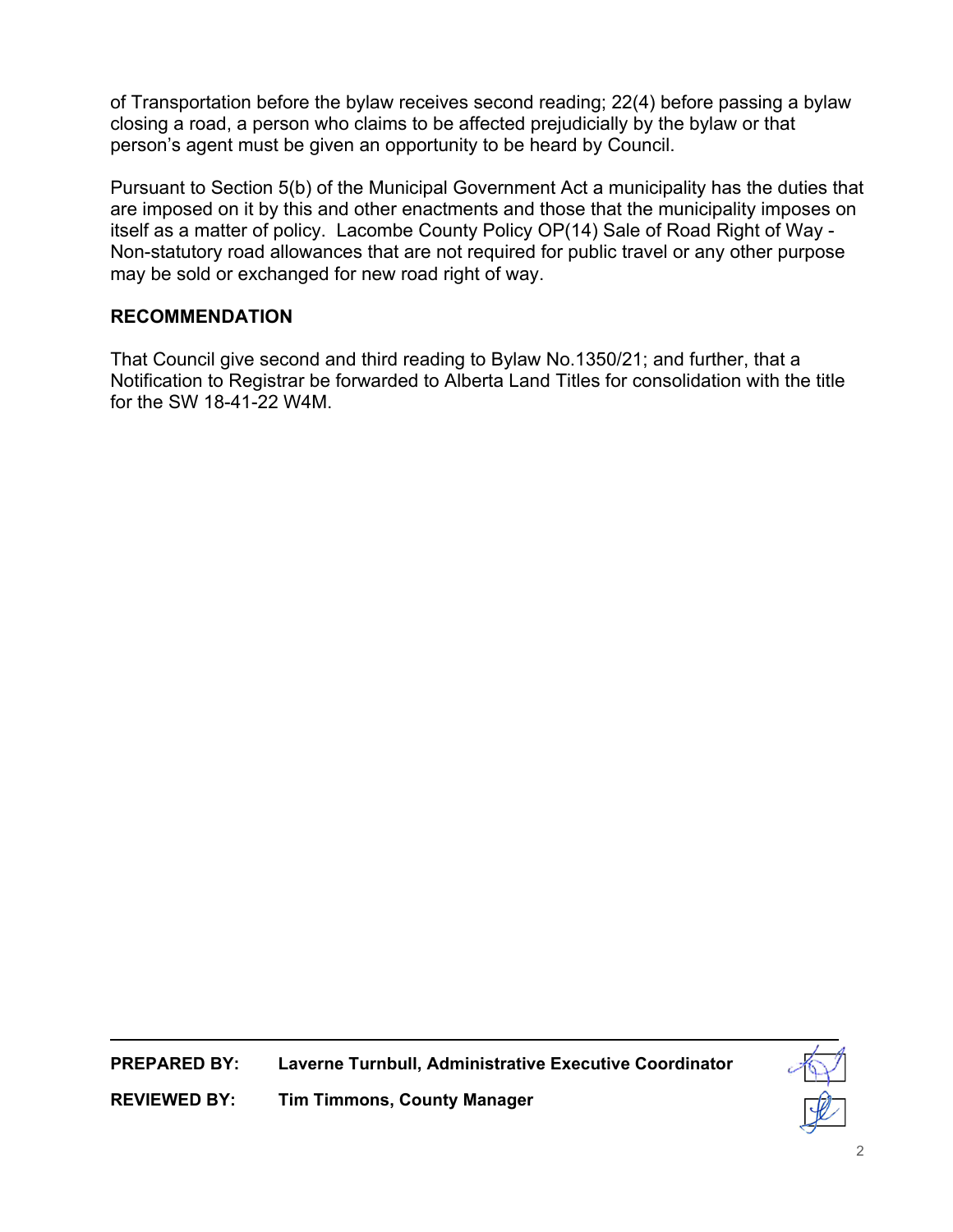of Transportation before the bylaw receives second reading; 22(4) before passing a bylaw closing a road, a person who claims to be affected prejudicially by the bylaw or that person's agent must be given an opportunity to be heard by Council.

Pursuant to Section 5(b) of the Municipal Government Act a municipality has the duties that are imposed on it by this and other enactments and those that the municipality imposes on itself as a matter of policy. Lacombe County Policy OP(14) Sale of Road Right of Way - Non-statutory road allowances that are not required for public travel or any other purpose may be sold or exchanged for new road right of way.

**RECOMMENDATION**

That Council give second and third reading to Bylaw No.1350/21; and further, that a Notification to Registrar be forwarded to Alberta Land Titles for consolidation with the title for the SW 18-41-22 W4M.

---

**PREPARED BY:** **Laverne Turnbull, Administrative Executive Coordinator**

**REVIEWED BY:** **Tim Timmons, County Manager**